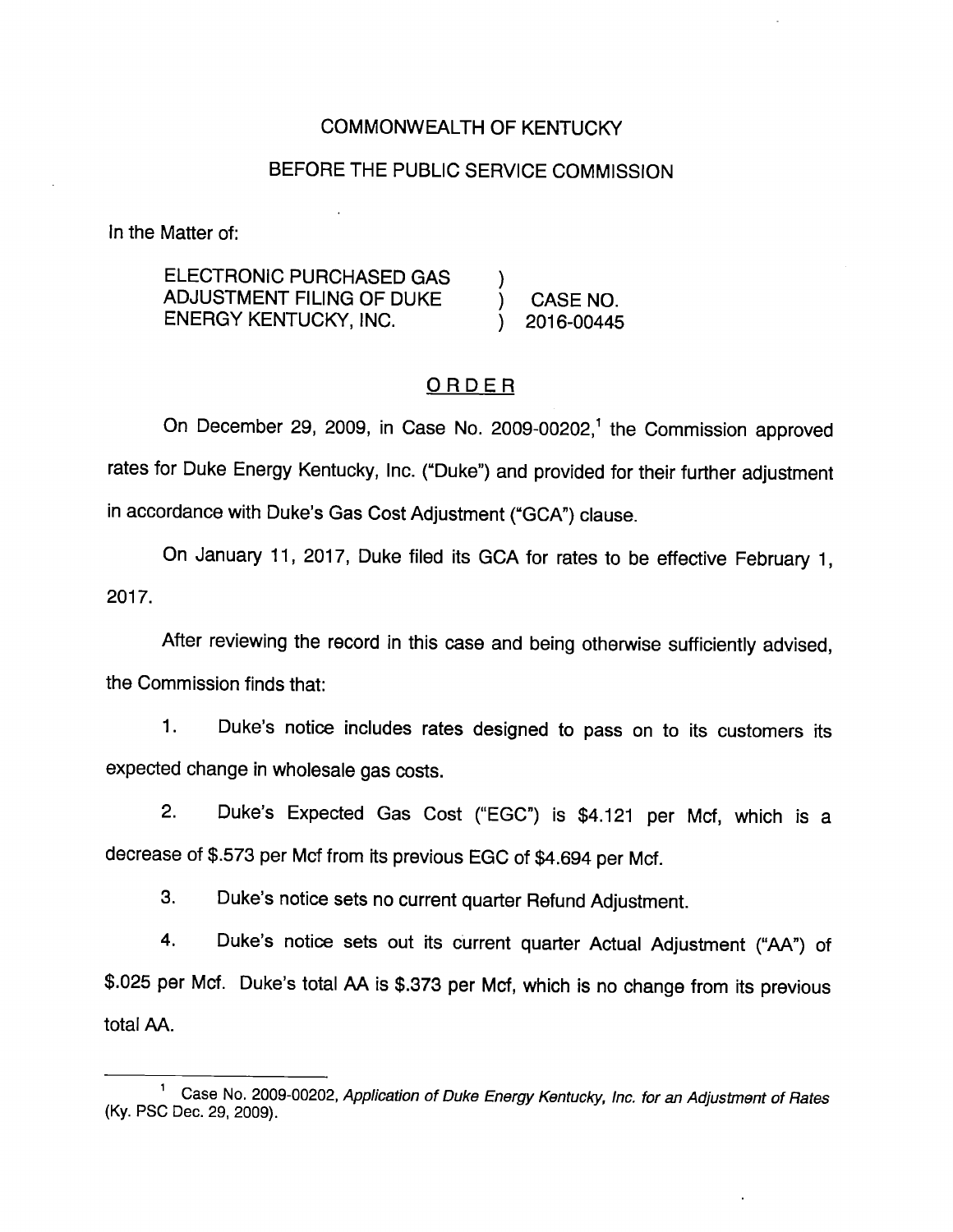COMMONWEALTH OF KENTUCKY

BEFORE THE PUBLIC SERVICE COMMISSION

In the Matter of:

ELECTRONIC PURCHASED GAS ADJUSTMENT FILING OF DUKE ENERGY KENTUCKY, INC. ) CASE NO. 2016-00445

# ORDER

On December 29, 2009, in Case No. 2009-00202,[1] the Commission approved rates for Duke Energy Kentucky, Inc. ("Duke") and provided for their further adjustment in accordance with Duke's Gas Cost Adjustment ("GCA") clause.

On January 11, 2017, Duke filed its GCA for rates to be effective February 1, 2017.

After reviewing the record in this case and being otherwise sufficiently advised, the Commission finds that:

1. Duke's notice includes rates designed to pass on to its customers its expected change in wholesale gas costs.

2. Duke's Expected Gas Cost ("EGC") is $4.121 per Mcf, which is a decrease of $.573 per Mcf from its previous EGC of $4.694 per Mcf.

3. Duke's notice sets no current quarter Refund Adjustment.

4. Duke's notice sets out its current quarter Actual Adjustment ("AA") of $.025 per Mcf. Duke's total AA is $.373 per Mcf, which is no change from its previous total AA.

---

[1] Case No. 2009-00202, *Application of Duke Energy Kentucky, Inc. for an Adjustment of Rates* (Ky. PSC Dec. 29, 2009).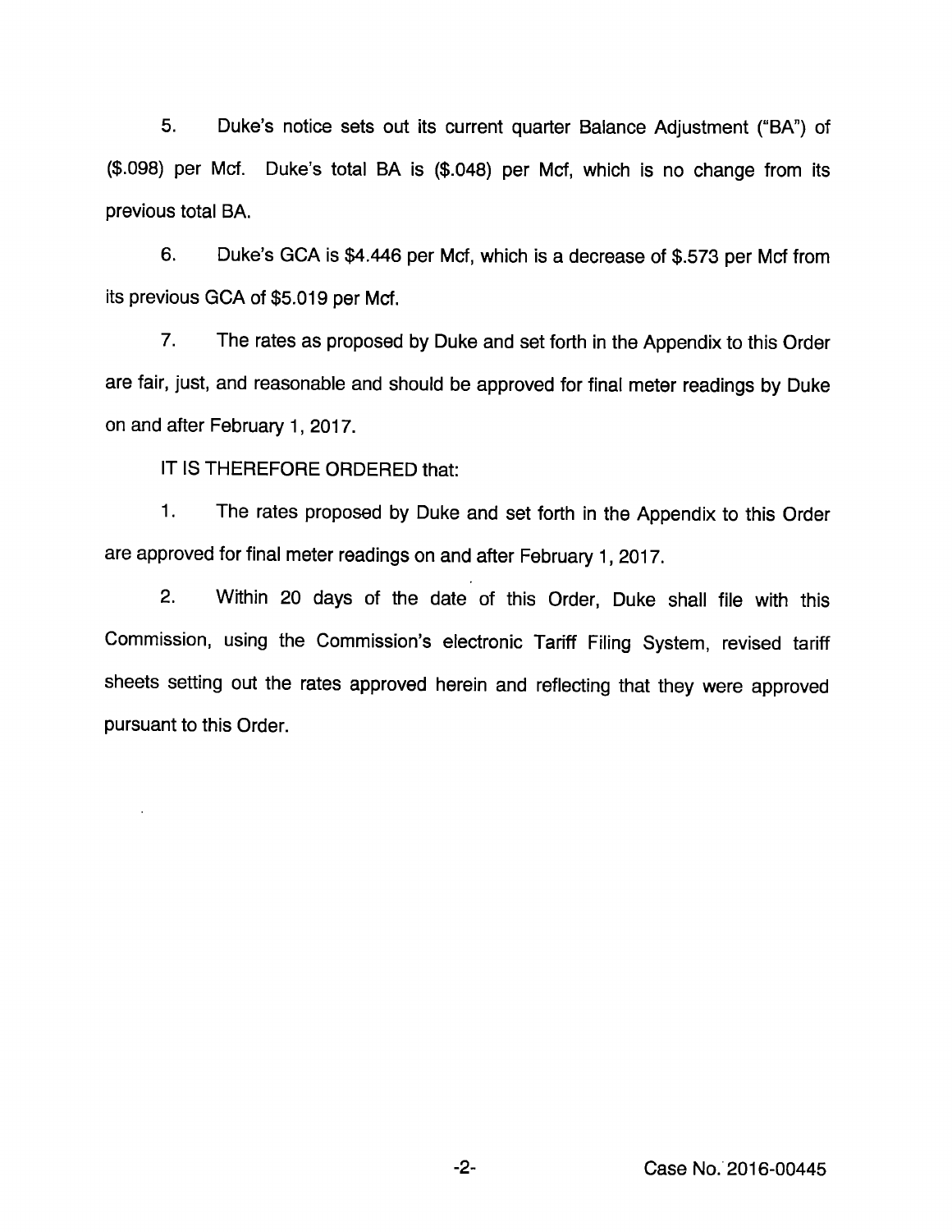5. Duke's notice sets out its current quarter Balance Adjustment ("BA") of ($.098) per Mcf. Duke's total BA is ($.048) per Mcf, which is no change from its previous total BA.

6. Duke's GCA is $4.446 per Mcf, which is a decrease of $.573 per Mcf from its previous GCA of $5.019 per Mcf.

7. The rates as proposed by Duke and set forth in the Appendix to this Order are fair, just, and reasonable and should be approved for final meter readings by Duke on and after February 1, 2017.

IT IS THEREFORE ORDERED that:

1. The rates proposed by Duke and set forth in the Appendix to this Order are approved for final meter readings on and after February 1, 2017.

2. Within 20 days of the date of this Order, Duke shall file with this Commission, using the Commission's electronic Tariff Filing System, revised tariff sheets setting out the rates approved herein and reflecting that they were approved pursuant to this Order.

Case No. 2016-00445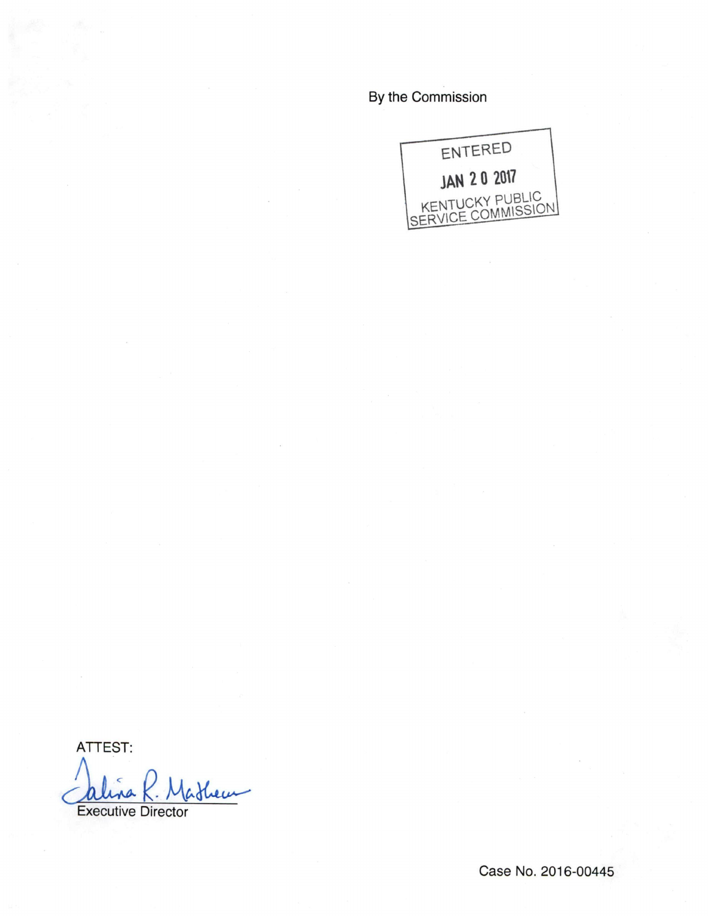By the Commission

ENTERED

JAN 20 2017

KENTUCKY PUBLIC SERVICE COMMISSION

ATTEST:

Executive Director

Case No. 2016-00445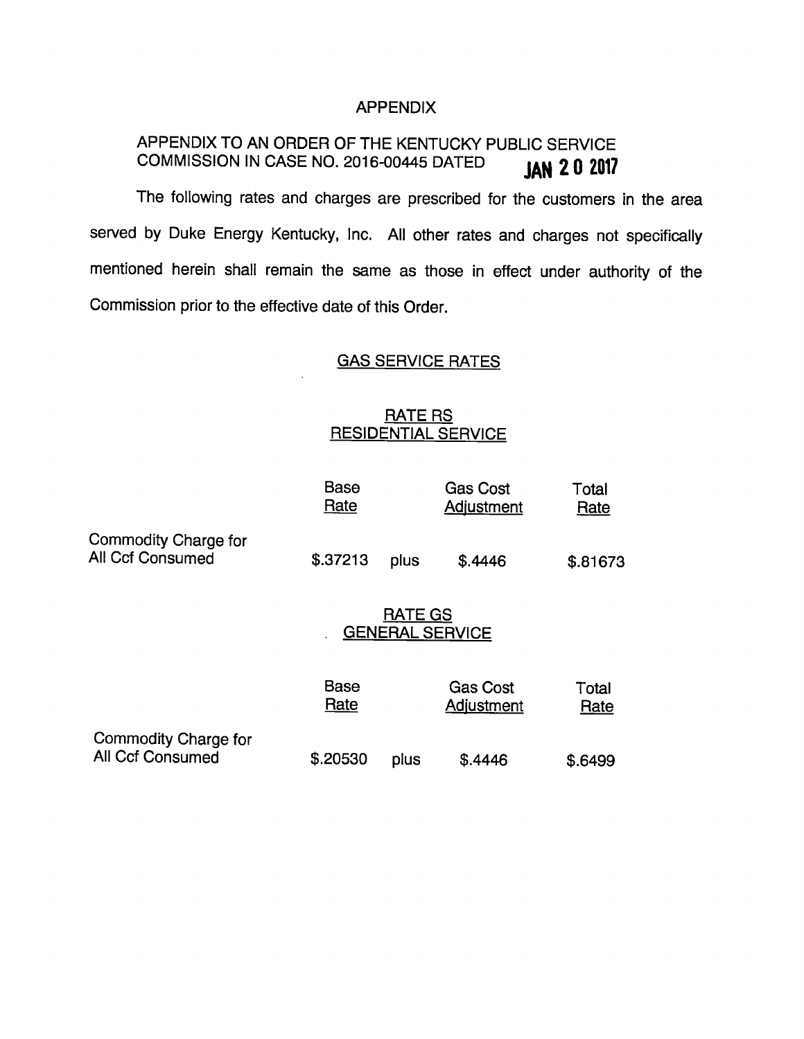APPENDIX

APPENDIX TO AN ORDER OF THE KENTUCKY PUBLIC SERVICE COMMISSION IN CASE NO. 2016-00445 DATED **JAN 20 2017**

The following rates and charges are prescribed for the customers in the area served by Duke Energy Kentucky, Inc. All other rates and charges not specifically mentioned herein shall remain the same as those in effect under authority of the Commission prior to the effective date of this Order.

## GAS SERVICE RATES

### RATE RS
### RESIDENTIAL SERVICE

| | Base Rate | | Gas Cost Adjustment | Total Rate |
|---|---|---|---|---|
| Commodity Charge for All Ccf Consumed | $.37213 | plus | $.4446 | $.81673 |

### RATE GS
### GENERAL SERVICE

| | Base Rate | | Gas Cost Adjustment | Total Rate |
|---|---|---|---|---|
| Commodity Charge for All Ccf Consumed | $.20530 | plus | $.4446 | $.6499 |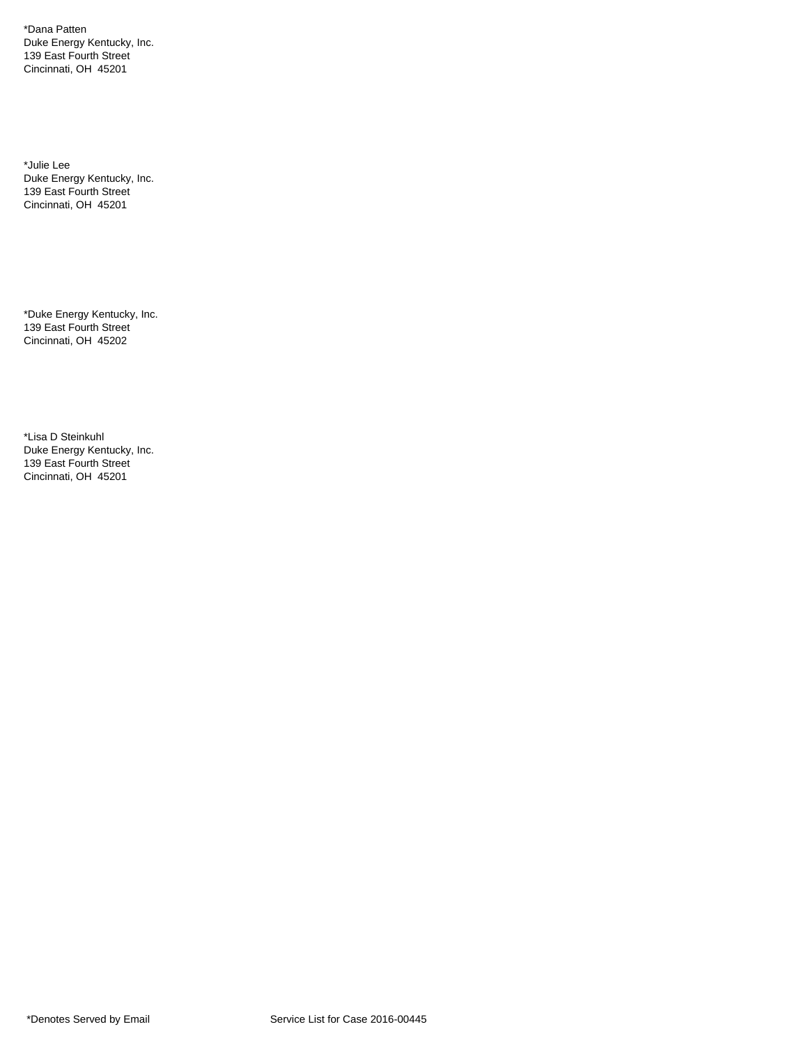*Dana Patten
Duke Energy Kentucky, Inc.
139 East Fourth Street
Cincinnati, OH  45201

*Julie Lee
Duke Energy Kentucky, Inc.
139 East Fourth Street
Cincinnati, OH  45201

*Duke Energy Kentucky, Inc.
139 East Fourth Street
Cincinnati, OH  45202

*Lisa D Steinkuhl
Duke Energy Kentucky, Inc.
139 East Fourth Street
Cincinnati, OH  45201

*Denotes Served by Email

Service List for Case 2016-00445